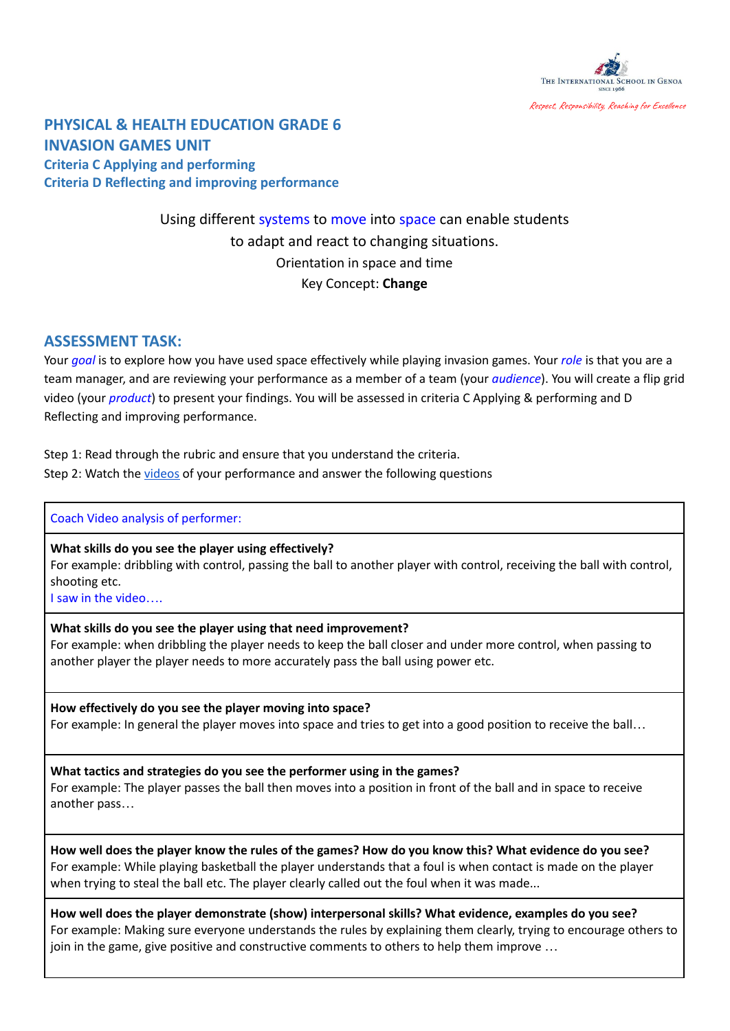The International School in Genoa
Since 1966
*Respect, Responsibility, Reaching for Excellence*

# PHYSICAL & HEALTH EDUCATION GRADE 6
# INVASION GAMES UNIT

### Criteria C Applying and performing
### Criteria D Reflecting and improving performance

Using different systems to move into space can enable students to adapt and react to changing situations.
Orientation in space and time
Key Concept: **Change**

## ASSESSMENT TASK:

Your *goal* is to explore how you have used space effectively while playing invasion games. Your *role* is that you are a team manager, and are reviewing your performance as a member of a team (your *audience*). You will create a flip grid video (your *product*) to present your findings. You will be assessed in criteria C Applying & performing and D Reflecting and improving performance.

Step 1: Read through the rubric and ensure that you understand the criteria.
Step 2: Watch the videos of your performance and answer the following questions

| Coach Video analysis of performer: |
|---|
| **What skills do you see the player using effectively?**<br>For example: dribbling with control, passing the ball to another player with control, receiving the ball with control, shooting etc.<br>I saw in the video…. |
| **What skills do you see the player using that need improvement?**<br>For example: when dribbling the player needs to keep the ball closer and under more control, when passing to another player the player needs to more accurately pass the ball using power etc. |
| **How effectively do you see the player moving into space?**<br>For example: In general the player moves into space and tries to get into a good position to receive the ball… |
| **What tactics and strategies do you see the performer using in the games?**<br>For example: The player passes the ball then moves into a position in front of the ball and in space to receive another pass… |
| **How well does the player know the rules of the games? How do you know this? What evidence do you see?**<br>For example: While playing basketball the player understands that a foul is when contact is made on the player when trying to steal the ball etc. The player clearly called out the foul when it was made... |
| **How well does the player demonstrate (show) interpersonal skills? What evidence, examples do you see?**<br>For example: Making sure everyone understands the rules by explaining them clearly, trying to encourage others to join in the game, give positive and constructive comments to others to help them improve … |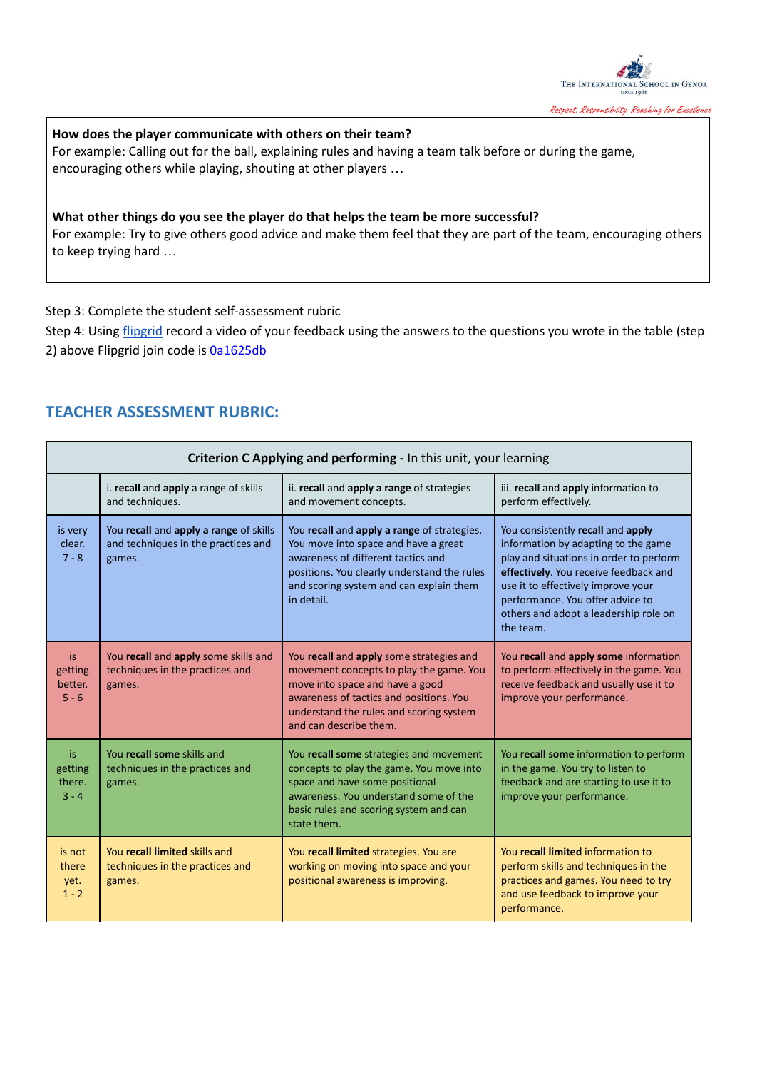| **How does the player communicate with others on their team?**<br>For example: Calling out for the ball, explaining rules and having a team talk before or during the game, encouraging others while playing, shouting at other players … |
|---|
| **What other things do you see the player do that helps the team be more successful?**<br>For example: Try to give others good advice and make them feel that they are part of the team, encouraging others to keep trying hard … |

Step 3: Complete the student self-assessment rubric

Step 4: Using [flipgrid] record a video of your feedback using the answers to the questions you wrote in the table (step 2) above Flipgrid join code is 0a1625db

## TEACHER ASSESSMENT RUBRIC:

| **Criterion C Applying and performing -** In this unit, your learning | | | |
|---|---|---|---|
| | i. **recall** and **apply** a range of skills and techniques. | ii. **recall** and **apply a range** of strategies and movement concepts. | iii. **recall** and **apply** information to perform effectively. |
| is very clear. 7 - 8 | You **recall** and **apply a range** of skills and techniques in the practices and games. | You **recall** and **apply a range** of strategies. You move into space and have a great awareness of different tactics and positions. You clearly understand the rules and scoring system and can explain them in detail. | You consistently **recall** and **apply** information by adapting to the game play and situations in order to perform **effectively**. You receive feedback and use it to effectively improve your performance. You offer advice to others and adopt a leadership role on the team. |
| is getting better. 5 - 6 | You **recall** and **apply** some skills and techniques in the practices and games. | You **recall** and **apply** some strategies and movement concepts to play the game. You move into space and have a good awareness of tactics and positions. You understand the rules and scoring system and can describe them. | You **recall** and **apply some** information to perform effectively in the game. You receive feedback and usually use it to improve your performance. |
| is getting there. 3 - 4 | You **recall some** skills and techniques in the practices and games. | You **recall some** strategies and movement concepts to play the game. You move into space and have some positional awareness. You understand some of the basic rules and scoring system and can state them. | You **recall some** information to perform in the game. You try to listen to feedback and are starting to use it to improve your performance. |
| is not there yet. 1 - 2 | You **recall limited** skills and techniques in the practices and games. | You **recall limited** strategies. You are working on moving into space and your positional awareness is improving. | You **recall limited** information to perform skills and techniques in the practices and games. You need to try and use feedback to improve your performance. |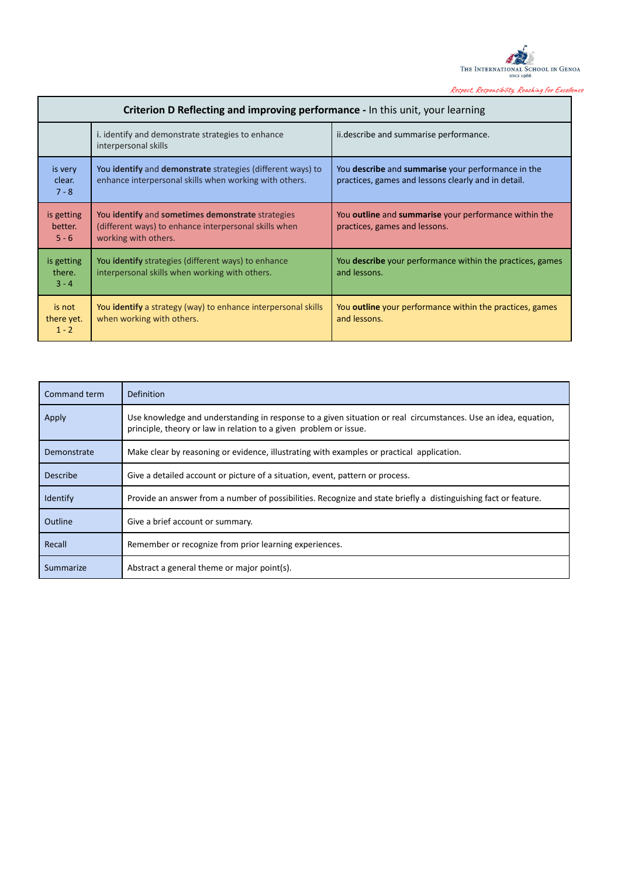| Criterion D Reflecting and improving performance - In this unit, your learning | | |
|---|---|---|
| | i. identify and demonstrate strategies to enhance interpersonal skills | ii.describe and summarise performance. |
| is very clear. 7 - 8 | You **identify** and **demonstrate** strategies (different ways) to enhance interpersonal skills when working with others. | You **describe** and **summarise** your performance in the practices, games and lessons clearly and in detail. |
| is getting better. 5 - 6 | You **identify** and **sometimes demonstrate** strategies (different ways) to enhance interpersonal skills when working with others. | You **outline** and **summarise** your performance within the practices, games and lessons. |
| is getting there. 3 - 4 | You **identify** strategies (different ways) to enhance interpersonal skills when working with others. | You **describe** your performance within the practices, games and lessons. |
| is not there yet. 1 - 2 | You **identify** a strategy (way) to enhance interpersonal skills when working with others. | You **outline** your performance within the practices, games and lessons. |

| Command term | Definition |
|---|---|
| Apply | Use knowledge and understanding in response to a given situation or real circumstances. Use an idea, equation, principle, theory or law in relation to a given problem or issue. |
| Demonstrate | Make clear by reasoning or evidence, illustrating with examples or practical application. |
| Describe | Give a detailed account or picture of a situation, event, pattern or process. |
| Identify | Provide an answer from a number of possibilities. Recognize and state briefly a distinguishing fact or feature. |
| Outline | Give a brief account or summary. |
| Recall | Remember or recognize from prior learning experiences. |
| Summarize | Abstract a general theme or major point(s). |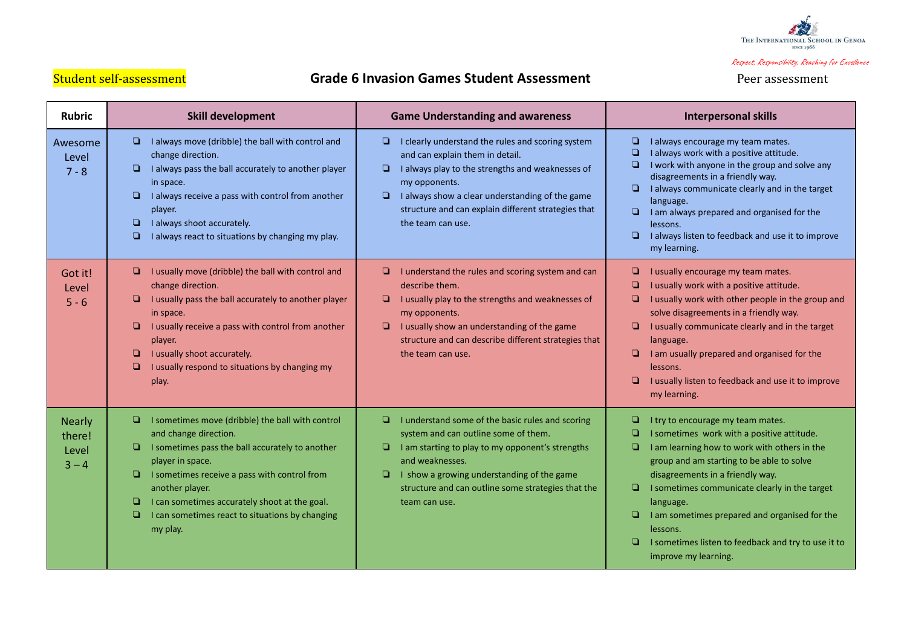The International School in Genoa
Since 1966

*Respect, Responsibility, Reaching for Excellence*

Student self-assessment

# Grade 6 Invasion Games Student Assessment

Peer assessment

| Rubric | Skill development | Game Understanding and awareness | Interpersonal skills |
|---|---|---|---|
| Awesome Level 7 - 8 | ❑ I always move (dribble) the ball with control and change direction.<br>❑ I always pass the ball accurately to another player in space.<br>❑ I always receive a pass with control from another player.<br>❑ I always shoot accurately.<br>❑ I always react to situations by changing my play. | ❑ I clearly understand the rules and scoring system and can explain them in detail.<br>❑ I always play to the strengths and weaknesses of my opponents.<br>❑ I always show a clear understanding of the game structure and can explain different strategies that the team can use. | ❑ I always encourage my team mates.<br>❑ I always work with a positive attitude.<br>❑ I work with anyone in the group and solve any disagreements in a friendly way.<br>❑ I always communicate clearly and in the target language.<br>❑ I am always prepared and organised for the lessons.<br>❑ I always listen to feedback and use it to improve my learning. |
| Got it! Level 5 - 6 | ❑ I usually move (dribble) the ball with control and change direction.<br>❑ I usually pass the ball accurately to another player in space.<br>❑ I usually receive a pass with control from another player.<br>❑ I usually shoot accurately.<br>❑ I usually respond to situations by changing my play. | ❑ I understand the rules and scoring system and can describe them.<br>❑ I usually play to the strengths and weaknesses of my opponents.<br>❑ I usually show an understanding of the game structure and can describe different strategies that the team can use. | ❑ I usually encourage my team mates.<br>❑ I usually work with a positive attitude.<br>❑ I usually work with other people in the group and solve disagreements in a friendly way.<br>❑ I usually communicate clearly and in the target language.<br>❑ I am usually prepared and organised for the lessons.<br>❑ I usually listen to feedback and use it to improve my learning. |
| Nearly there! Level 3 – 4 | ❑ I sometimes move (dribble) the ball with control and change direction.<br>❑ I sometimes pass the ball accurately to another player in space.<br>❑ I sometimes receive a pass with control from another player.<br>❑ I can sometimes accurately shoot at the goal.<br>❑ I can sometimes react to situations by changing my play. | ❑ I understand some of the basic rules and scoring system and can outline some of them.<br>❑ I am starting to play to my opponent's strengths and weaknesses.<br>❑ I show a growing understanding of the game structure and can outline some strategies that the team can use. | ❑ I try to encourage my team mates.<br>❑ I sometimes work with a positive attitude.<br>❑ I am learning how to work with others in the group and am starting to be able to solve disagreements in a friendly way.<br>❑ I sometimes communicate clearly in the target language.<br>❑ I am sometimes prepared and organised for the lessons.<br>❑ I sometimes listen to feedback and try to use it to improve my learning. |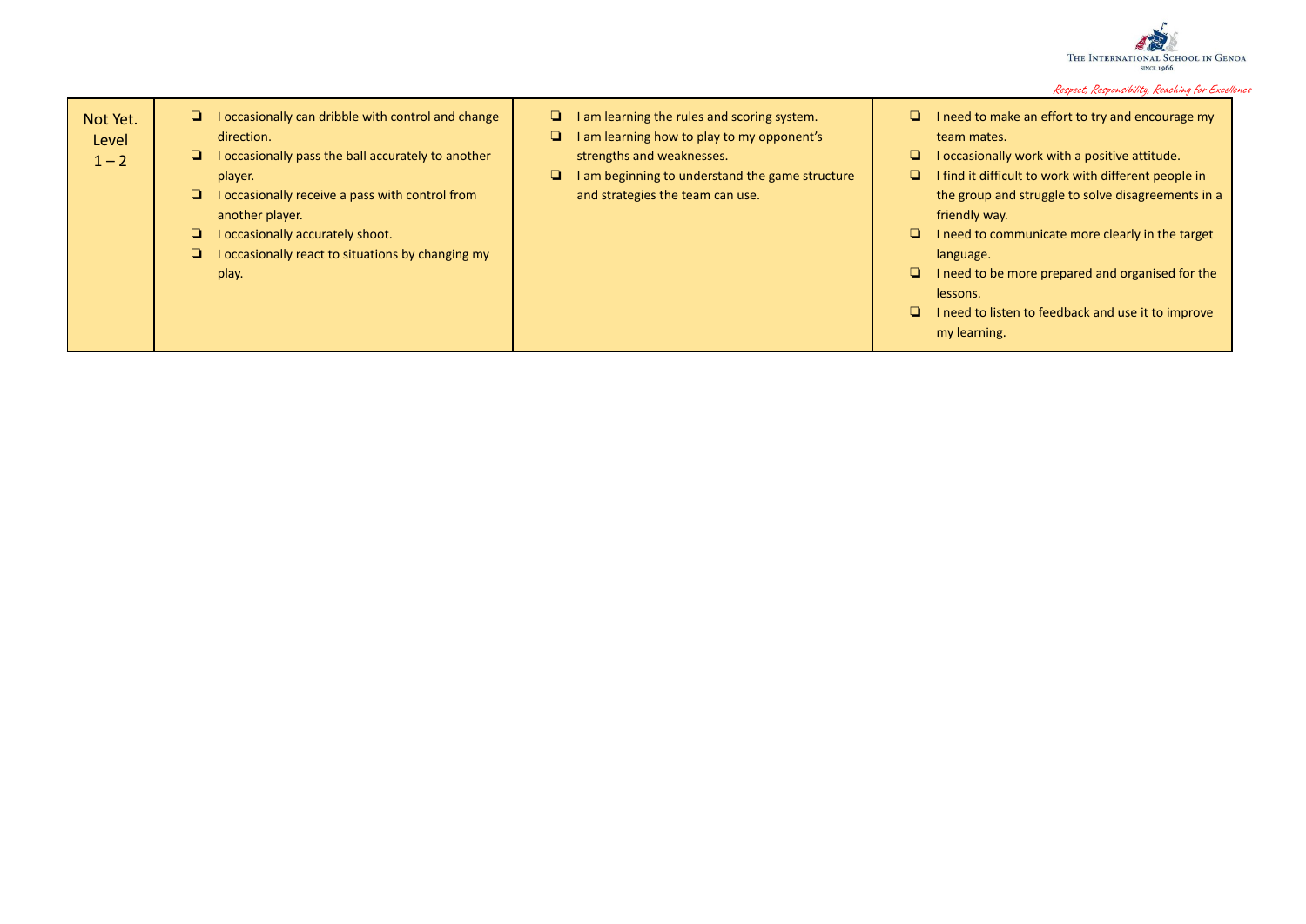| | | | |
|---|---|---|---|
| Not Yet. Level 1 – 2 | ❑ I occasionally can dribble with control and change direction.<br>❑ I occasionally pass the ball accurately to another player.<br>❑ I occasionally receive a pass with control from another player.<br>❑ I occasionally accurately shoot.<br>❑ I occasionally react to situations by changing my play. | ❑ I am learning the rules and scoring system.<br>❑ I am learning how to play to my opponent's strengths and weaknesses.<br>❑ I am beginning to understand the game structure and strategies the team can use. | ❑ I need to make an effort to try and encourage my team mates.<br>❑ I occasionally work with a positive attitude.<br>❑ I find it difficult to work with different people in the group and struggle to solve disagreements in a friendly way.<br>❑ I need to communicate more clearly in the target language.<br>❑ I need to be more prepared and organised for the lessons.<br>❑ I need to listen to feedback and use it to improve my learning. |